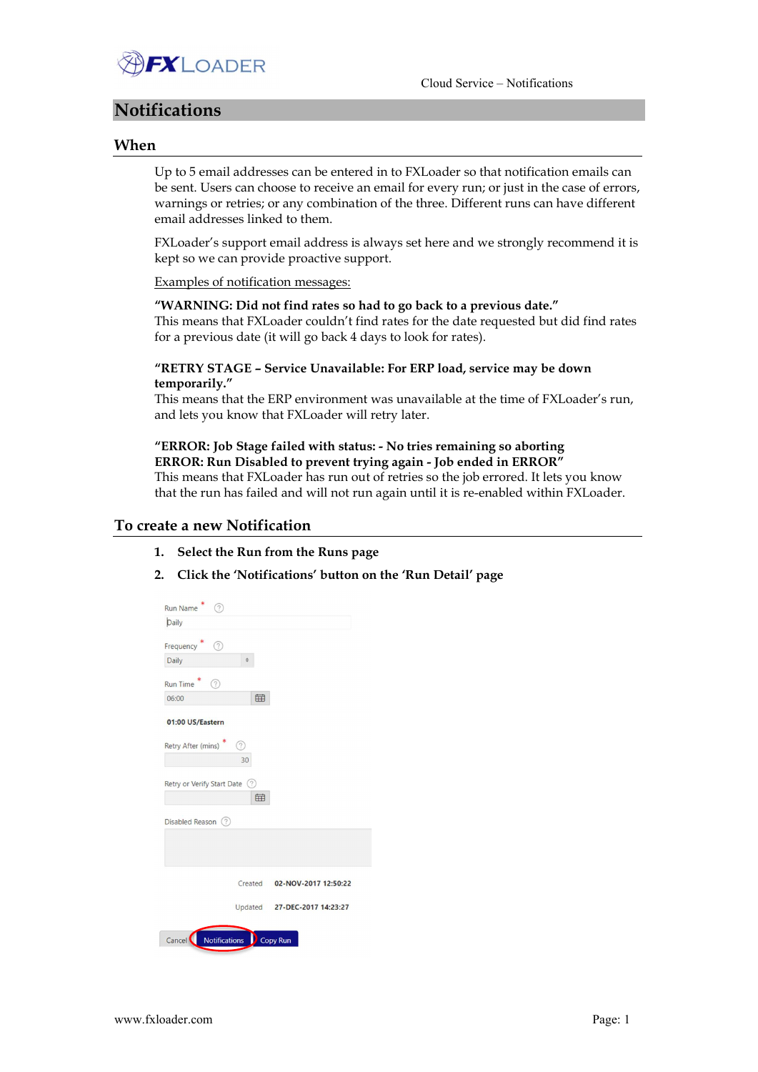# Notifications

## When

Up to 5 email addresses can be entered in to FXLoader so that notification emails can be sent. Users can choose to receive an email for every run; or just in the case of errors, warnings or retries; or any combination of the three. Different runs can have different email addresses linked to them.

FXLoader's support email address is always set here and we strongly recommend it is kept so we can provide proactive support.

Examples of notification messages:

**"WARNING: Did not find rates so had to go back to a previous date."**
This means that FXLoader couldn't find rates for the date requested but did find rates for a previous date (it will go back 4 days to look for rates).

**"RETRY STAGE – Service Unavailable: For ERP load, service may be down temporarily."**
This means that the ERP environment was unavailable at the time of FXLoader's run, and lets you know that FXLoader will retry later.

**"ERROR: Job Stage failed with status: - No tries remaining so aborting**
**ERROR: Run Disabled to prevent trying again - Job ended in ERROR"**
This means that FXLoader has run out of retries so the job errored. It lets you know that the run has failed and will not run again until it is re-enabled within FXLoader.

## To create a new Notification

1. **Select the Run from the Runs page**
2. **Click the 'Notifications' button on the 'Run Detail' page**

Run Name * Daily

Frequency * Daily

Run Time * 06:00

01:00 US/Eastern

Retry After (mins) * 30

Retry or Verify Start Date

Disabled Reason

Created 02-NOV-2017 12:50:22

Updated 27-DEC-2017 14:23:27

Cancel | Notifications | Copy Run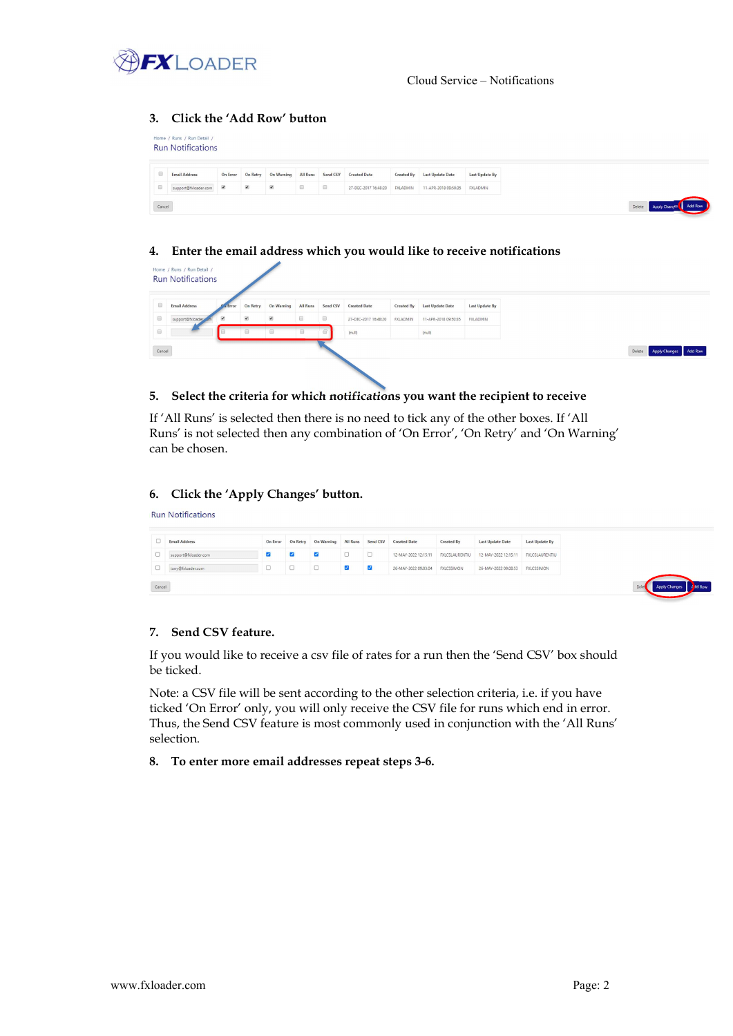## 3. Click the 'Add Row' button

## 4. Enter the email address which you would like to receive notifications

## 5. Select the criteria for which *notifications* you want the recipient to receive

If 'All Runs' is selected then there is no need to tick any of the other boxes. If 'All Runs' is not selected then any combination of 'On Error', 'On Retry' and 'On Warning' can be chosen.

## 6. Click the 'Apply Changes' button.

## 7. Send CSV feature.

If you would like to receive a csv file of rates for a run then the 'Send CSV' box should be ticked.

Note: a CSV file will be sent according to the other selection criteria, i.e. if you have ticked 'On Error' only, you will only receive the CSV file for runs which end in error. Thus, the Send CSV feature is most commonly used in conjunction with the 'All Runs' selection.

## 8. To enter more email addresses repeat steps 3-6.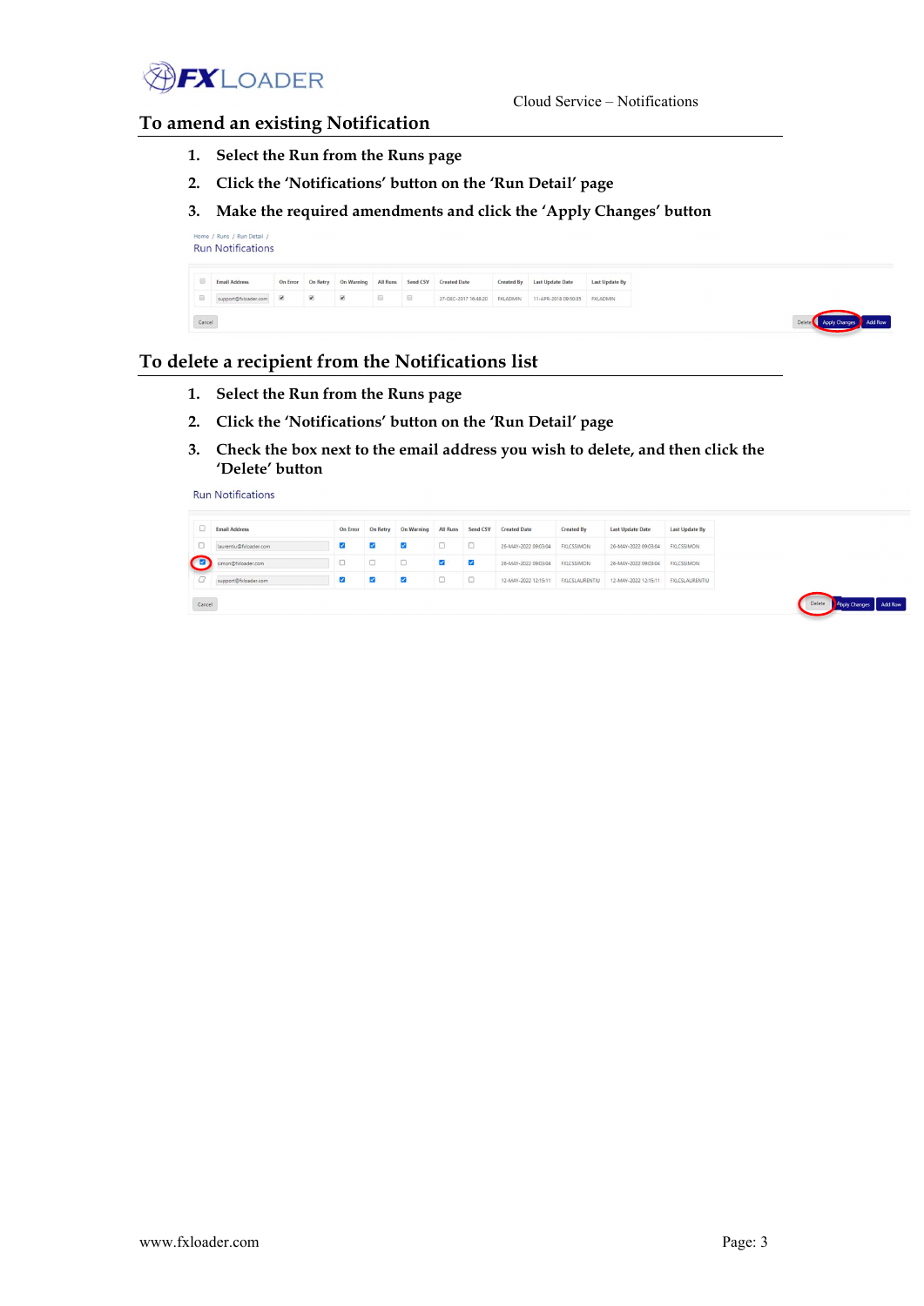## To amend an existing Notification

1. **Select the Run from the Runs page**
2. **Click the 'Notifications' button on the 'Run Detail' page**
3. **Make the required amendments and click the 'Apply Changes' button**

Home / Runs / Run Detail /

Run Notifications

| | Email Address | On Error | On Retry | On Warning | All Runs | Send CSV | Created Date | Created By | Last Update Date | Last Update By |
|---|---|---|---|---|---|---|---|---|---|---|
| ☐ | support@fxloader.com | ☑ | ☑ | ☑ | ☐ | ☐ | 27-DEC-2017 16:48:20 | FXLADMIN | 11-APR-2018 09:50:35 | FXLADMIN |

Cancel | Delete | Apply Changes | Add Row

## To delete a recipient from the Notifications list

1. **Select the Run from the Runs page**
2. **Click the 'Notifications' button on the 'Run Detail' page**
3. **Check the box next to the email address you wish to delete, and then click the 'Delete' button**

Run Notifications

| | Email Address | On Error | On Retry | On Warning | All Runs | Send CSV | Created Date | Created By | Last Update Date | Last Update By |
|---|---|---|---|---|---|---|---|---|---|---|
| ☐ | laurentiu@fxloader.com | ☑ | ☑ | ☑ | ☐ | ☐ | 26-MAY-2022 09:03:04 | FXLCSSIMON | 26-MAY-2022 09:03:04 | FXLCSSIMON |
| ☑ | simon@fxloader.com | ☐ | ☐ | ☐ | ☑ | ☑ | 26-MAY-2022 09:03:04 | FXLCSSIMON | 26-MAY-2022 09:03:04 | FXLCSSIMON |
| ☐ | support@fxloader.com | ☑ | ☑ | ☑ | ☐ | ☐ | 12-MAY-2022 12:15:11 | FXLCSLAURENTIU | 12-MAY-2022 12:15:11 | FXLCSLAURENTIU |

Cancel | Delete | Apply Changes | Add Row